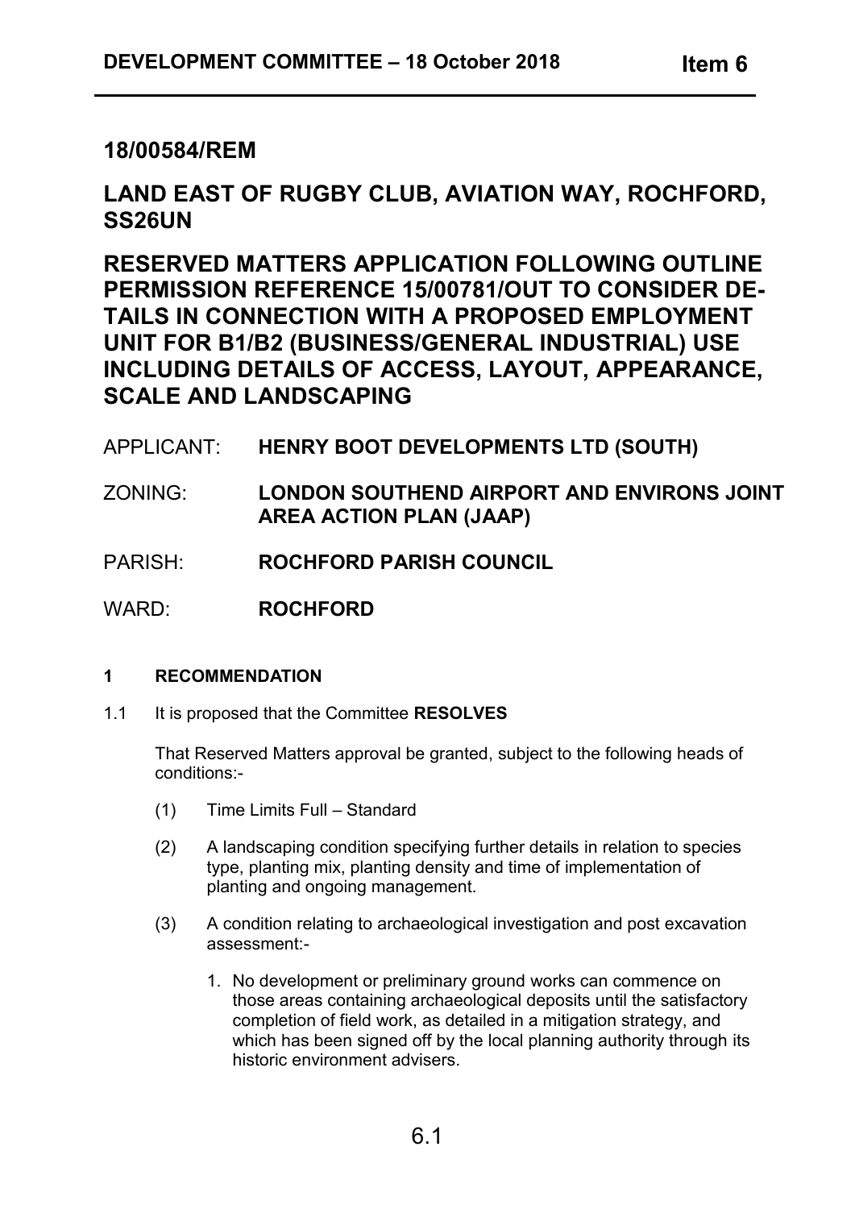## 18/00584/REM

## LAND EAST OF RUGBY CLUB, AVIATION WAY, ROCHFORD, SS26UN

## RESERVED MATTERS APPLICATION FOLLOWING OUTLINE PERMISSION REFERENCE 15/00781/OUT TO CONSIDER DETAILS IN CONNECTION WITH A PROPOSED EMPLOYMENT UNIT FOR B1/B2 (BUSINESS/GENERAL INDUSTRIAL) USE INCLUDING DETAILS OF ACCESS, LAYOUT, APPEARANCE, SCALE AND LANDSCAPING

APPLICANT: **HENRY BOOT DEVELOPMENTS LTD (SOUTH)**

ZONING: **LONDON SOUTHEND AIRPORT AND ENVIRONS JOINT AREA ACTION PLAN (JAAP)**

PARISH: **ROCHFORD PARISH COUNCIL**

WARD: **ROCHFORD**

### 1 RECOMMENDATION

1.1 It is proposed that the Committee **RESOLVES**

That Reserved Matters approval be granted, subject to the following heads of conditions:-

(1) Time Limits Full – Standard

(2) A landscaping condition specifying further details in relation to species type, planting mix, planting density and time of implementation of planting and ongoing management.

(3) A condition relating to archaeological investigation and post excavation assessment:-

1. No development or preliminary ground works can commence on those areas containing archaeological deposits until the satisfactory completion of field work, as detailed in a mitigation strategy, and which has been signed off by the local planning authority through its historic environment advisers.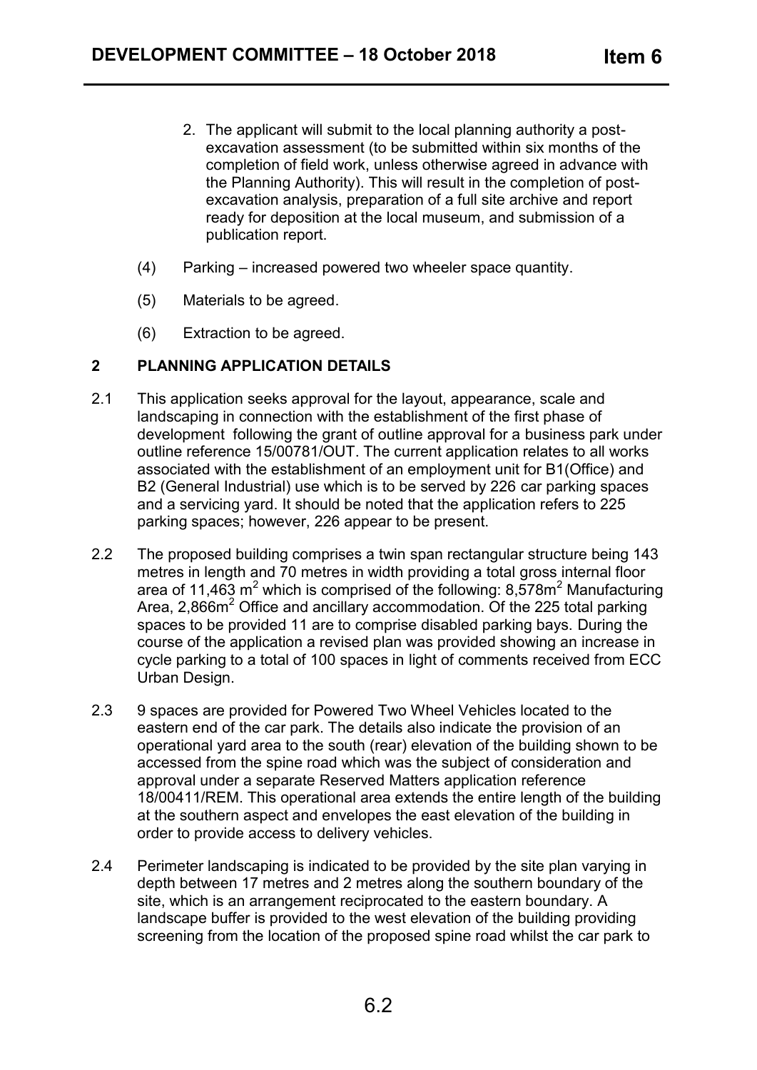2. The applicant will submit to the local planning authority a post-excavation assessment (to be submitted within six months of the completion of field work, unless otherwise agreed in advance with the Planning Authority). This will result in the completion of post-excavation analysis, preparation of a full site archive and report ready for deposition at the local museum, and submission of a publication report.

(4) Parking – increased powered two wheeler space quantity.

(5) Materials to be agreed.

(6) Extraction to be agreed.

## 2 PLANNING APPLICATION DETAILS

2.1 This application seeks approval for the layout, appearance, scale and landscaping in connection with the establishment of the first phase of development following the grant of outline approval for a business park under outline reference 15/00781/OUT. The current application relates to all works associated with the establishment of an employment unit for B1(Office) and B2 (General Industrial) use which is to be served by 226 car parking spaces and a servicing yard. It should be noted that the application refers to 225 parking spaces; however, 226 appear to be present.

2.2 The proposed building comprises a twin span rectangular structure being 143 metres in length and 70 metres in width providing a total gross internal floor area of 11,463 $m^2$ which is comprised of the following: 8,578$m^2$ Manufacturing Area, 2,866$m^2$ Office and ancillary accommodation. Of the 225 total parking spaces to be provided 11 are to comprise disabled parking bays. During the course of the application a revised plan was provided showing an increase in cycle parking to a total of 100 spaces in light of comments received from ECC Urban Design.

2.3 9 spaces are provided for Powered Two Wheel Vehicles located to the eastern end of the car park. The details also indicate the provision of an operational yard area to the south (rear) elevation of the building shown to be accessed from the spine road which was the subject of consideration and approval under a separate Reserved Matters application reference 18/00411/REM. This operational area extends the entire length of the building at the southern aspect and envelopes the east elevation of the building in order to provide access to delivery vehicles.

2.4 Perimeter landscaping is indicated to be provided by the site plan varying in depth between 17 metres and 2 metres along the southern boundary of the site, which is an arrangement reciprocated to the eastern boundary. A landscape buffer is provided to the west elevation of the building providing screening from the location of the proposed spine road whilst the car park to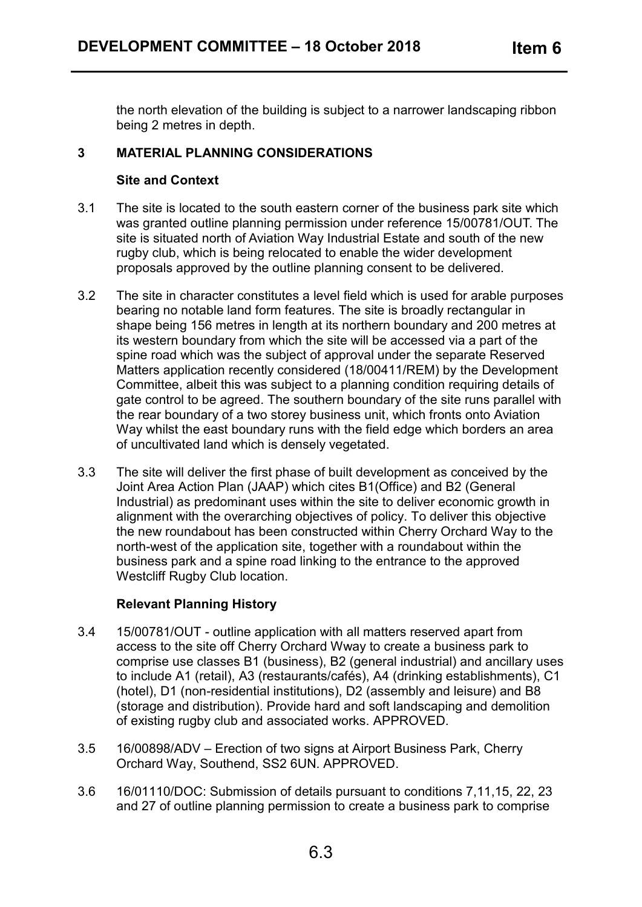the north elevation of the building is subject to a narrower landscaping ribbon being 2 metres in depth.

## 3 MATERIAL PLANNING CONSIDERATIONS

### Site and Context

3.1 The site is located to the south eastern corner of the business park site which was granted outline planning permission under reference 15/00781/OUT. The site is situated north of Aviation Way Industrial Estate and south of the new rugby club, which is being relocated to enable the wider development proposals approved by the outline planning consent to be delivered.

3.2 The site in character constitutes a level field which is used for arable purposes bearing no notable land form features. The site is broadly rectangular in shape being 156 metres in length at its northern boundary and 200 metres at its western boundary from which the site will be accessed via a part of the spine road which was the subject of approval under the separate Reserved Matters application recently considered (18/00411/REM) by the Development Committee, albeit this was subject to a planning condition requiring details of gate control to be agreed. The southern boundary of the site runs parallel with the rear boundary of a two storey business unit, which fronts onto Aviation Way whilst the east boundary runs with the field edge which borders an area of uncultivated land which is densely vegetated.

3.3 The site will deliver the first phase of built development as conceived by the Joint Area Action Plan (JAAP) which cites B1(Office) and B2 (General Industrial) as predominant uses within the site to deliver economic growth in alignment with the overarching objectives of policy. To deliver this objective the new roundabout has been constructed within Cherry Orchard Way to the north-west of the application site, together with a roundabout within the business park and a spine road linking to the entrance to the approved Westcliff Rugby Club location.

### Relevant Planning History

3.4 15/00781/OUT - outline application with all matters reserved apart from access to the site off Cherry Orchard Wway to create a business park to comprise use classes B1 (business), B2 (general industrial) and ancillary uses to include A1 (retail), A3 (restaurants/cafés), A4 (drinking establishments), C1 (hotel), D1 (non-residential institutions), D2 (assembly and leisure) and B8 (storage and distribution). Provide hard and soft landscaping and demolition of existing rugby club and associated works. APPROVED.

3.5 16/00898/ADV – Erection of two signs at Airport Business Park, Cherry Orchard Way, Southend, SS2 6UN. APPROVED.

3.6 16/01110/DOC: Submission of details pursuant to conditions 7,11,15, 22, 23 and 27 of outline planning permission to create a business park to comprise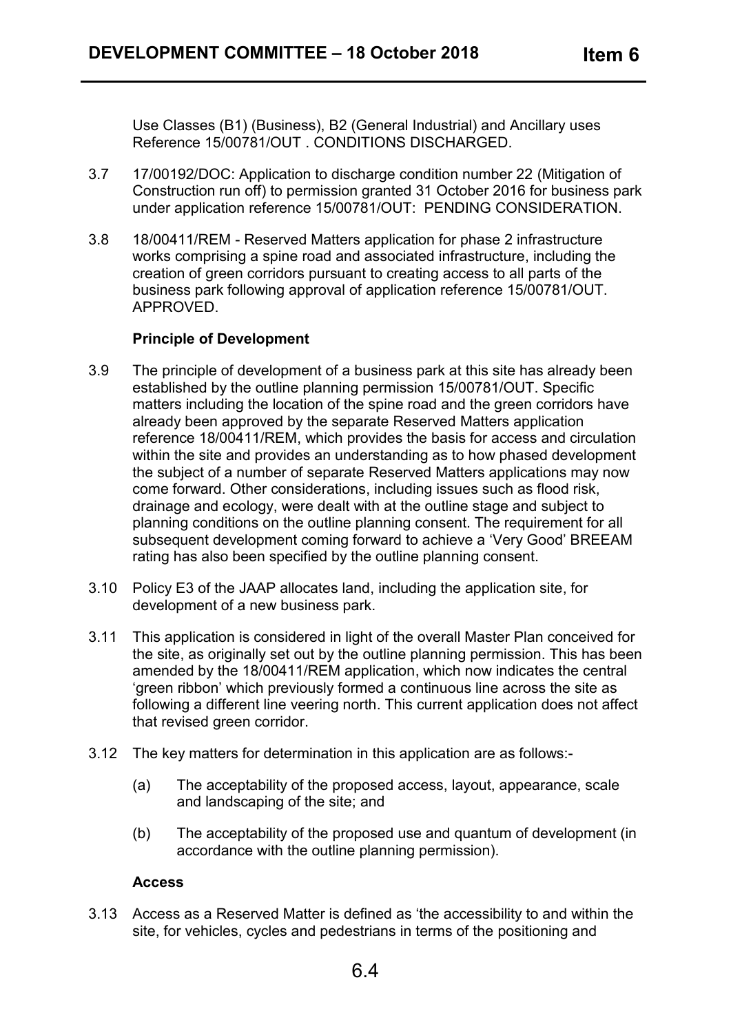Use Classes (B1) (Business), B2 (General Industrial) and Ancillary uses Reference 15/00781/OUT . CONDITIONS DISCHARGED.

3.7 17/00192/DOC: Application to discharge condition number 22 (Mitigation of Construction run off) to permission granted 31 October 2016 for business park under application reference 15/00781/OUT: PENDING CONSIDERATION.

3.8 18/00411/REM - Reserved Matters application for phase 2 infrastructure works comprising a spine road and associated infrastructure, including the creation of green corridors pursuant to creating access to all parts of the business park following approval of application reference 15/00781/OUT. APPROVED.

**Principle of Development**

3.9 The principle of development of a business park at this site has already been established by the outline planning permission 15/00781/OUT. Specific matters including the location of the spine road and the green corridors have already been approved by the separate Reserved Matters application reference 18/00411/REM, which provides the basis for access and circulation within the site and provides an understanding as to how phased development the subject of a number of separate Reserved Matters applications may now come forward. Other considerations, including issues such as flood risk, drainage and ecology, were dealt with at the outline stage and subject to planning conditions on the outline planning consent. The requirement for all subsequent development coming forward to achieve a 'Very Good' BREEAM rating has also been specified by the outline planning consent.

3.10 Policy E3 of the JAAP allocates land, including the application site, for development of a new business park.

3.11 This application is considered in light of the overall Master Plan conceived for the site, as originally set out by the outline planning permission. This has been amended by the 18/00411/REM application, which now indicates the central 'green ribbon' which previously formed a continuous line across the site as following a different line veering north. This current application does not affect that revised green corridor.

3.12 The key matters for determination in this application are as follows:-

(a) The acceptability of the proposed access, layout, appearance, scale and landscaping of the site; and

(b) The acceptability of the proposed use and quantum of development (in accordance with the outline planning permission).

**Access**

3.13 Access as a Reserved Matter is defined as 'the accessibility to and within the site, for vehicles, cycles and pedestrians in terms of the positioning and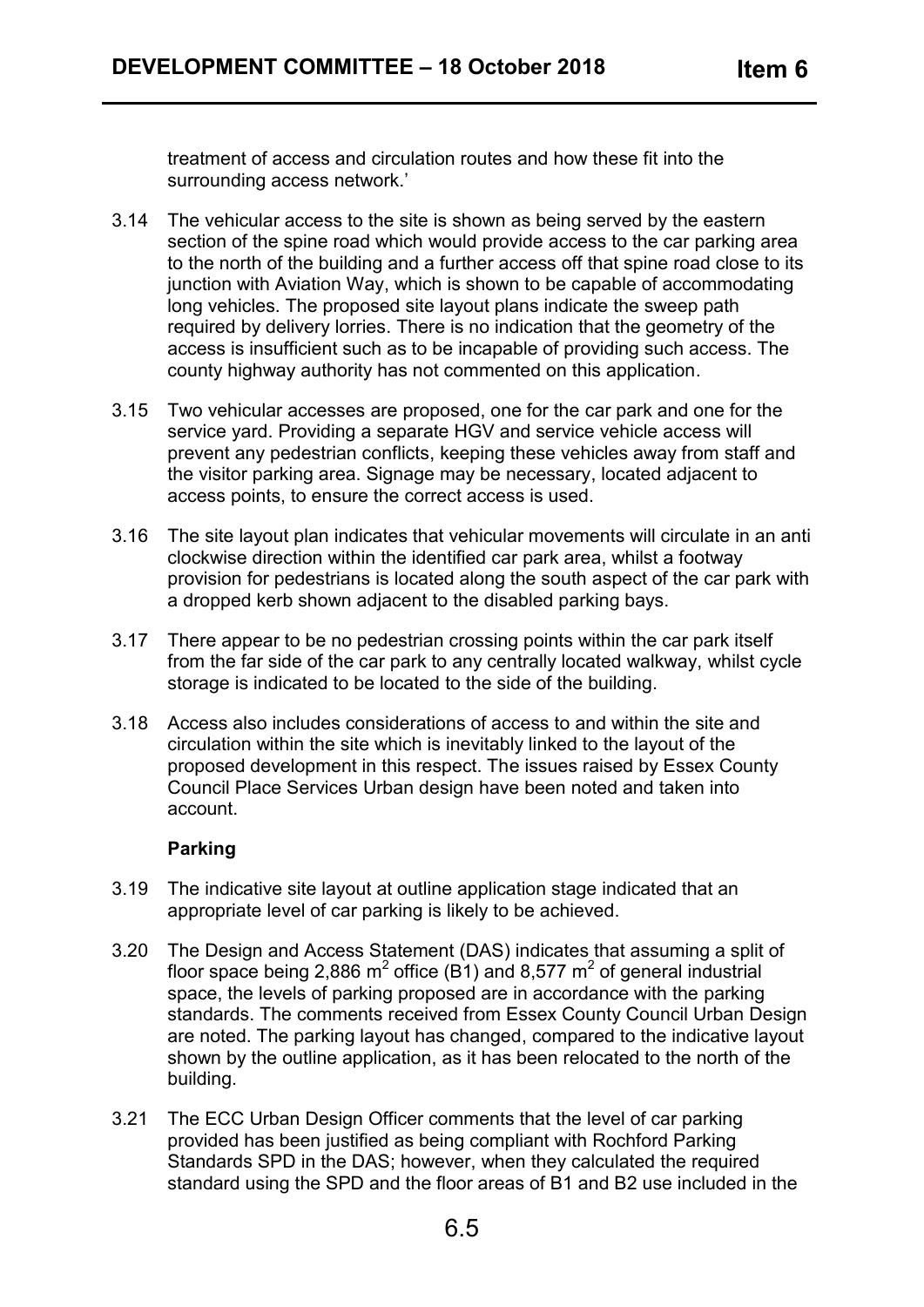treatment of access and circulation routes and how these fit into the surrounding access network.'

3.14 The vehicular access to the site is shown as being served by the eastern section of the spine road which would provide access to the car parking area to the north of the building and a further access off that spine road close to its junction with Aviation Way, which is shown to be capable of accommodating long vehicles. The proposed site layout plans indicate the sweep path required by delivery lorries. There is no indication that the geometry of the access is insufficient such as to be incapable of providing such access. The county highway authority has not commented on this application.

3.15 Two vehicular accesses are proposed, one for the car park and one for the service yard. Providing a separate HGV and service vehicle access will prevent any pedestrian conflicts, keeping these vehicles away from staff and the visitor parking area. Signage may be necessary, located adjacent to access points, to ensure the correct access is used.

3.16 The site layout plan indicates that vehicular movements will circulate in an anti clockwise direction within the identified car park area, whilst a footway provision for pedestrians is located along the south aspect of the car park with a dropped kerb shown adjacent to the disabled parking bays.

3.17 There appear to be no pedestrian crossing points within the car park itself from the far side of the car park to any centrally located walkway, whilst cycle storage is indicated to be located to the side of the building.

3.18 Access also includes considerations of access to and within the site and circulation within the site which is inevitably linked to the layout of the proposed development in this respect. The issues raised by Essex County Council Place Services Urban design have been noted and taken into account.

**Parking**

3.19 The indicative site layout at outline application stage indicated that an appropriate level of car parking is likely to be achieved.

3.20 The Design and Access Statement (DAS) indicates that assuming a split of floor space being 2,886 $m^2$ office (B1) and 8,577 $m^2$ of general industrial space, the levels of parking proposed are in accordance with the parking standards. The comments received from Essex County Council Urban Design are noted. The parking layout has changed, compared to the indicative layout shown by the outline application, as it has been relocated to the north of the building.

3.21 The ECC Urban Design Officer comments that the level of car parking provided has been justified as being compliant with Rochford Parking Standards SPD in the DAS; however, when they calculated the required standard using the SPD and the floor areas of B1 and B2 use included in the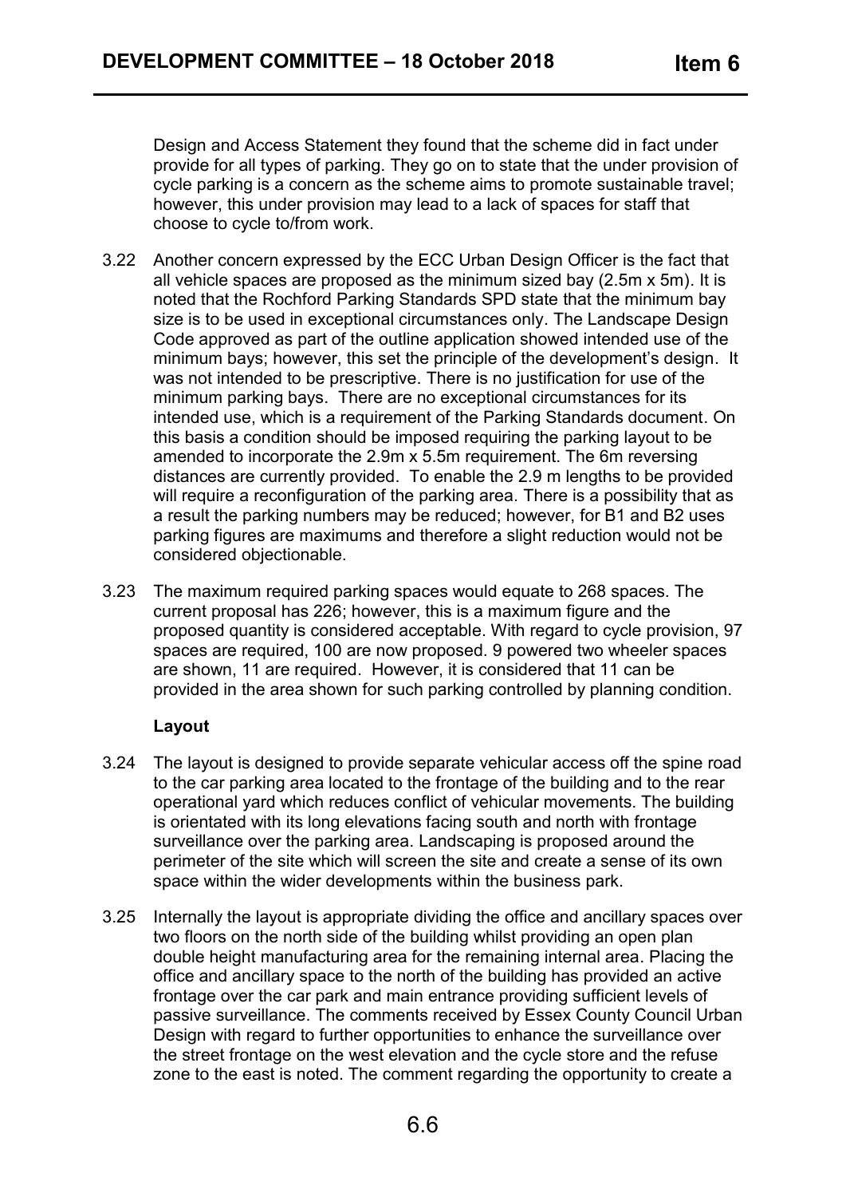Design and Access Statement they found that the scheme did in fact under provide for all types of parking. They go on to state that the under provision of cycle parking is a concern as the scheme aims to promote sustainable travel; however, this under provision may lead to a lack of spaces for staff that choose to cycle to/from work.

3.22 Another concern expressed by the ECC Urban Design Officer is the fact that all vehicle spaces are proposed as the minimum sized bay (2.5m x 5m). It is noted that the Rochford Parking Standards SPD state that the minimum bay size is to be used in exceptional circumstances only. The Landscape Design Code approved as part of the outline application showed intended use of the minimum bays; however, this set the principle of the development's design. It was not intended to be prescriptive. There is no justification for use of the minimum parking bays. There are no exceptional circumstances for its intended use, which is a requirement of the Parking Standards document. On this basis a condition should be imposed requiring the parking layout to be amended to incorporate the 2.9m x 5.5m requirement. The 6m reversing distances are currently provided. To enable the 2.9 m lengths to be provided will require a reconfiguration of the parking area. There is a possibility that as a result the parking numbers may be reduced; however, for B1 and B2 uses parking figures are maximums and therefore a slight reduction would not be considered objectionable.

3.23 The maximum required parking spaces would equate to 268 spaces. The current proposal has 226; however, this is a maximum figure and the proposed quantity is considered acceptable. With regard to cycle provision, 97 spaces are required, 100 are now proposed. 9 powered two wheeler spaces are shown, 11 are required. However, it is considered that 11 can be provided in the area shown for such parking controlled by planning condition.

**Layout**

3.24 The layout is designed to provide separate vehicular access off the spine road to the car parking area located to the frontage of the building and to the rear operational yard which reduces conflict of vehicular movements. The building is orientated with its long elevations facing south and north with frontage surveillance over the parking area. Landscaping is proposed around the perimeter of the site which will screen the site and create a sense of its own space within the wider developments within the business park.

3.25 Internally the layout is appropriate dividing the office and ancillary spaces over two floors on the north side of the building whilst providing an open plan double height manufacturing area for the remaining internal area. Placing the office and ancillary space to the north of the building has provided an active frontage over the car park and main entrance providing sufficient levels of passive surveillance. The comments received by Essex County Council Urban Design with regard to further opportunities to enhance the surveillance over the street frontage on the west elevation and the cycle store and the refuse zone to the east is noted. The comment regarding the opportunity to create a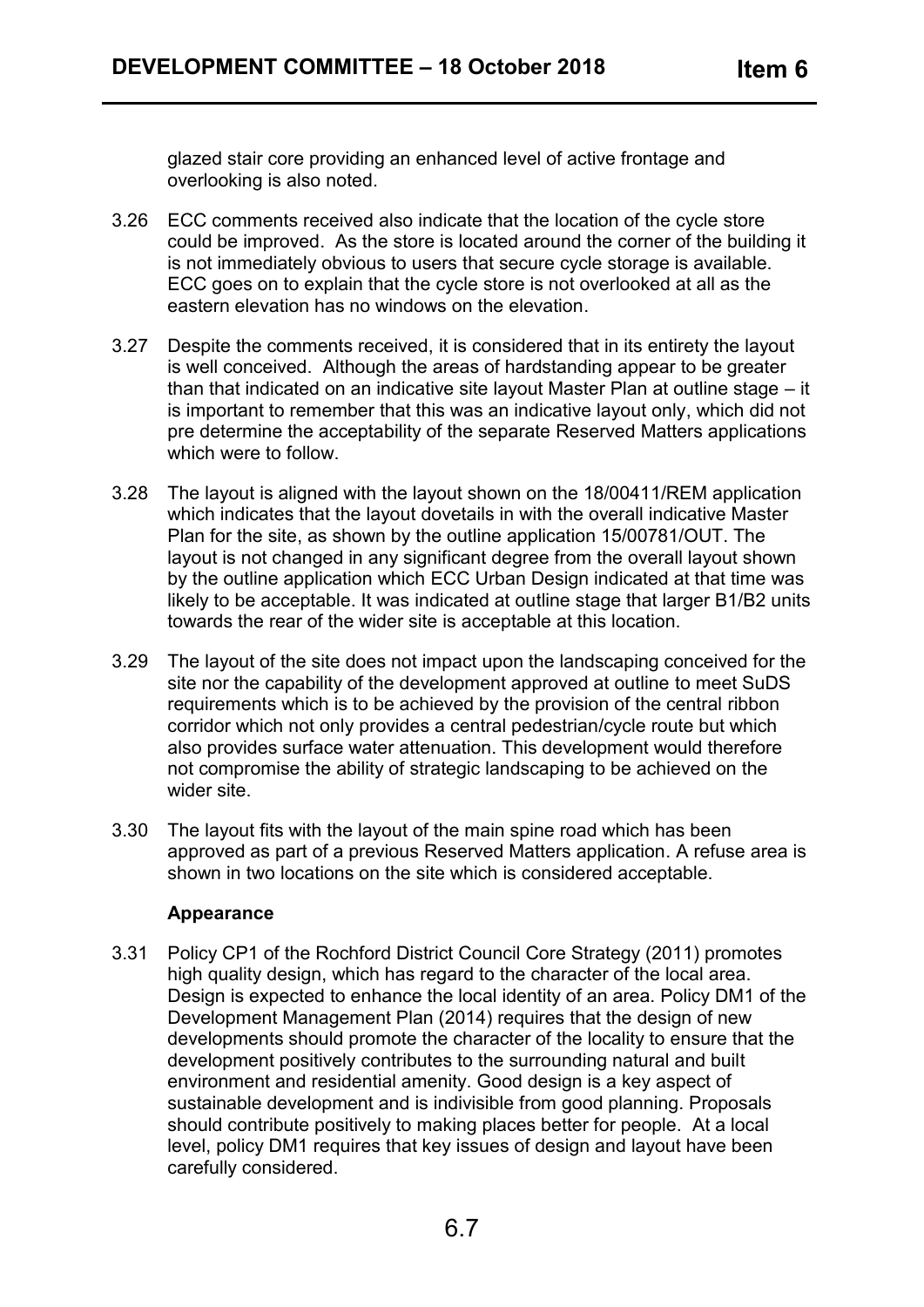glazed stair core providing an enhanced level of active frontage and overlooking is also noted.

3.26 ECC comments received also indicate that the location of the cycle store could be improved. As the store is located around the corner of the building it is not immediately obvious to users that secure cycle storage is available. ECC goes on to explain that the cycle store is not overlooked at all as the eastern elevation has no windows on the elevation.

3.27 Despite the comments received, it is considered that in its entirety the layout is well conceived. Although the areas of hardstanding appear to be greater than that indicated on an indicative site layout Master Plan at outline stage – it is important to remember that this was an indicative layout only, which did not pre determine the acceptability of the separate Reserved Matters applications which were to follow.

3.28 The layout is aligned with the layout shown on the 18/00411/REM application which indicates that the layout dovetails in with the overall indicative Master Plan for the site, as shown by the outline application 15/00781/OUT. The layout is not changed in any significant degree from the overall layout shown by the outline application which ECC Urban Design indicated at that time was likely to be acceptable. It was indicated at outline stage that larger B1/B2 units towards the rear of the wider site is acceptable at this location.

3.29 The layout of the site does not impact upon the landscaping conceived for the site nor the capability of the development approved at outline to meet SuDS requirements which is to be achieved by the provision of the central ribbon corridor which not only provides a central pedestrian/cycle route but which also provides surface water attenuation. This development would therefore not compromise the ability of strategic landscaping to be achieved on the wider site.

3.30 The layout fits with the layout of the main spine road which has been approved as part of a previous Reserved Matters application. A refuse area is shown in two locations on the site which is considered acceptable.

**Appearance**

3.31 Policy CP1 of the Rochford District Council Core Strategy (2011) promotes high quality design, which has regard to the character of the local area. Design is expected to enhance the local identity of an area. Policy DM1 of the Development Management Plan (2014) requires that the design of new developments should promote the character of the locality to ensure that the development positively contributes to the surrounding natural and built environment and residential amenity. Good design is a key aspect of sustainable development and is indivisible from good planning. Proposals should contribute positively to making places better for people. At a local level, policy DM1 requires that key issues of design and layout have been carefully considered.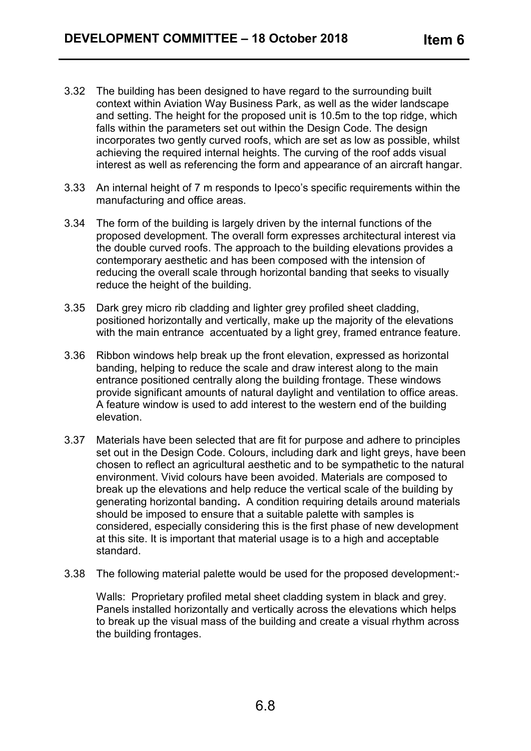3.32 The building has been designed to have regard to the surrounding built context within Aviation Way Business Park, as well as the wider landscape and setting. The height for the proposed unit is 10.5m to the top ridge, which falls within the parameters set out within the Design Code. The design incorporates two gently curved roofs, which are set as low as possible, whilst achieving the required internal heights. The curving of the roof adds visual interest as well as referencing the form and appearance of an aircraft hangar.

3.33 An internal height of 7 m responds to Ipeco's specific requirements within the manufacturing and office areas.

3.34 The form of the building is largely driven by the internal functions of the proposed development. The overall form expresses architectural interest via the double curved roofs. The approach to the building elevations provides a contemporary aesthetic and has been composed with the intension of reducing the overall scale through horizontal banding that seeks to visually reduce the height of the building.

3.35 Dark grey micro rib cladding and lighter grey profiled sheet cladding, positioned horizontally and vertically, make up the majority of the elevations with the main entrance accentuated by a light grey, framed entrance feature.

3.36 Ribbon windows help break up the front elevation, expressed as horizontal banding, helping to reduce the scale and draw interest along to the main entrance positioned centrally along the building frontage. These windows provide significant amounts of natural daylight and ventilation to office areas. A feature window is used to add interest to the western end of the building elevation.

3.37 Materials have been selected that are fit for purpose and adhere to principles set out in the Design Code. Colours, including dark and light greys, have been chosen to reflect an agricultural aesthetic and to be sympathetic to the natural environment. Vivid colours have been avoided. Materials are composed to break up the elevations and help reduce the vertical scale of the building by generating horizontal banding**.** A condition requiring details around materials should be imposed to ensure that a suitable palette with samples is considered, especially considering this is the first phase of new development at this site. It is important that material usage is to a high and acceptable standard.

3.38 The following material palette would be used for the proposed development:-

Walls: Proprietary profiled metal sheet cladding system in black and grey. Panels installed horizontally and vertically across the elevations which helps to break up the visual mass of the building and create a visual rhythm across the building frontages.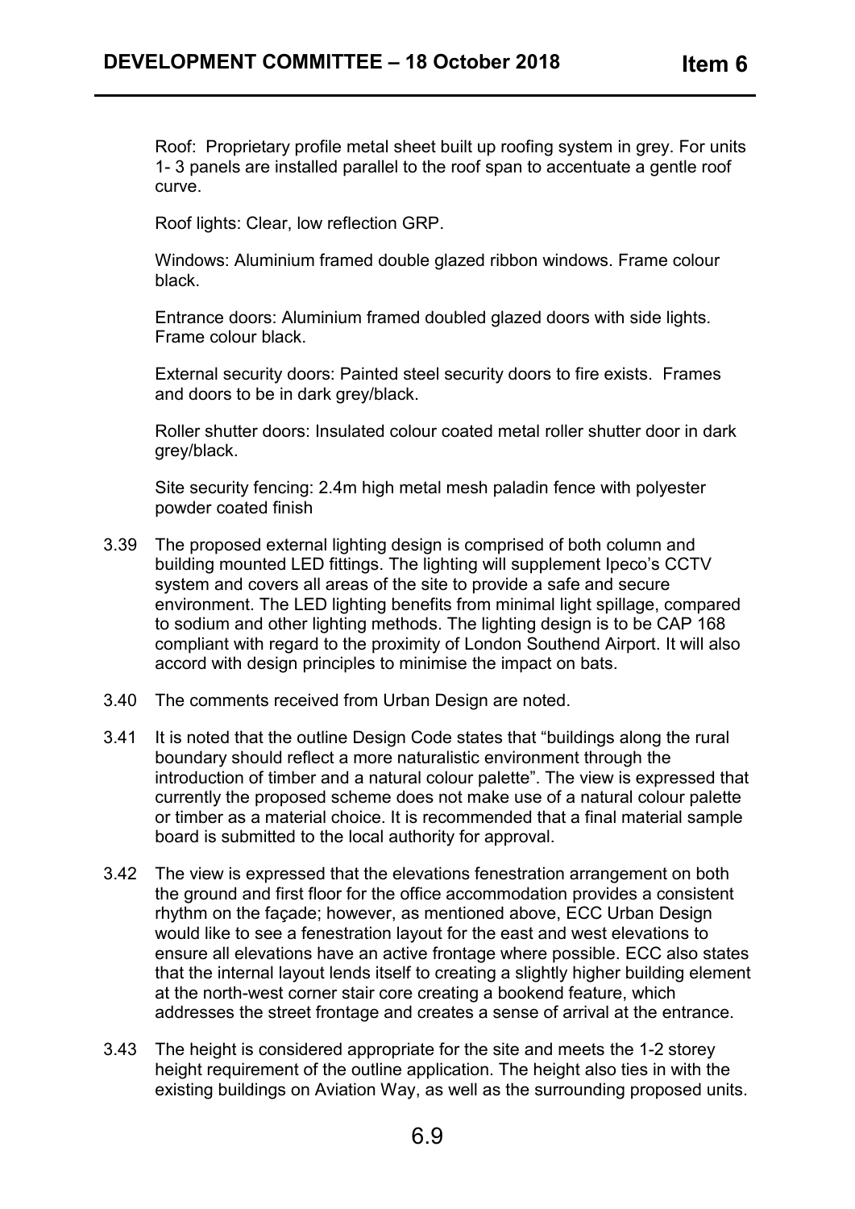Roof: Proprietary profile metal sheet built up roofing system in grey. For units 1- 3 panels are installed parallel to the roof span to accentuate a gentle roof curve.

Roof lights: Clear, low reflection GRP.

Windows: Aluminium framed double glazed ribbon windows. Frame colour black.

Entrance doors: Aluminium framed doubled glazed doors with side lights. Frame colour black.

External security doors: Painted steel security doors to fire exists. Frames and doors to be in dark grey/black.

Roller shutter doors: Insulated colour coated metal roller shutter door in dark grey/black.

Site security fencing: 2.4m high metal mesh paladin fence with polyester powder coated finish

3.39 The proposed external lighting design is comprised of both column and building mounted LED fittings. The lighting will supplement Ipeco's CCTV system and covers all areas of the site to provide a safe and secure environment. The LED lighting benefits from minimal light spillage, compared to sodium and other lighting methods. The lighting design is to be CAP 168 compliant with regard to the proximity of London Southend Airport. It will also accord with design principles to minimise the impact on bats.

3.40 The comments received from Urban Design are noted.

3.41 It is noted that the outline Design Code states that "buildings along the rural boundary should reflect a more naturalistic environment through the introduction of timber and a natural colour palette". The view is expressed that currently the proposed scheme does not make use of a natural colour palette or timber as a material choice. It is recommended that a final material sample board is submitted to the local authority for approval.

3.42 The view is expressed that the elevations fenestration arrangement on both the ground and first floor for the office accommodation provides a consistent rhythm on the façade; however, as mentioned above, ECC Urban Design would like to see a fenestration layout for the east and west elevations to ensure all elevations have an active frontage where possible. ECC also states that the internal layout lends itself to creating a slightly higher building element at the north-west corner stair core creating a bookend feature, which addresses the street frontage and creates a sense of arrival at the entrance.

3.43 The height is considered appropriate for the site and meets the 1-2 storey height requirement of the outline application. The height also ties in with the existing buildings on Aviation Way, as well as the surrounding proposed units.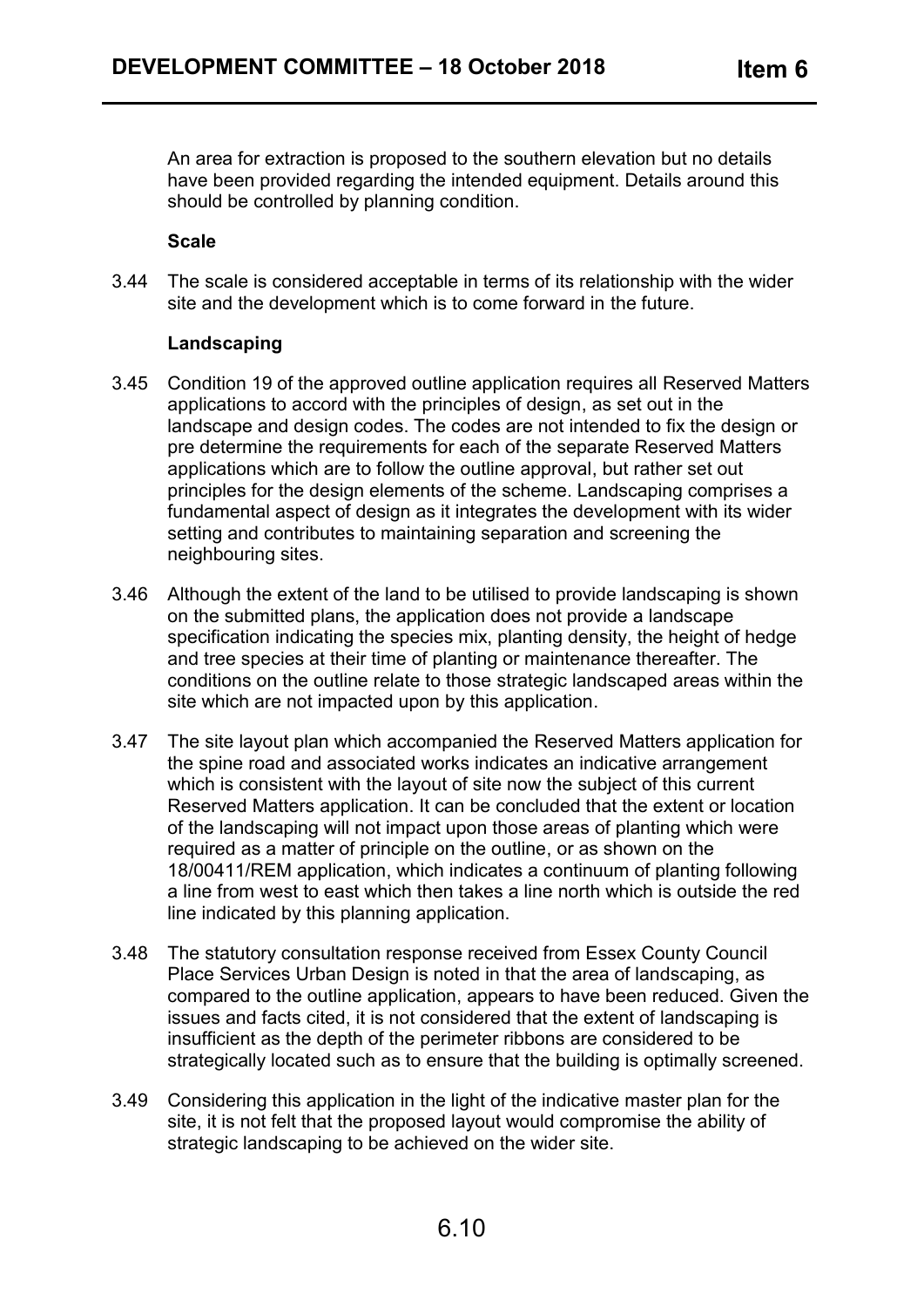An area for extraction is proposed to the southern elevation but no details have been provided regarding the intended equipment. Details around this should be controlled by planning condition.

**Scale**

3.44 The scale is considered acceptable in terms of its relationship with the wider site and the development which is to come forward in the future.

**Landscaping**

3.45 Condition 19 of the approved outline application requires all Reserved Matters applications to accord with the principles of design, as set out in the landscape and design codes. The codes are not intended to fix the design or pre determine the requirements for each of the separate Reserved Matters applications which are to follow the outline approval, but rather set out principles for the design elements of the scheme. Landscaping comprises a fundamental aspect of design as it integrates the development with its wider setting and contributes to maintaining separation and screening the neighbouring sites.

3.46 Although the extent of the land to be utilised to provide landscaping is shown on the submitted plans, the application does not provide a landscape specification indicating the species mix, planting density, the height of hedge and tree species at their time of planting or maintenance thereafter. The conditions on the outline relate to those strategic landscaped areas within the site which are not impacted upon by this application.

3.47 The site layout plan which accompanied the Reserved Matters application for the spine road and associated works indicates an indicative arrangement which is consistent with the layout of site now the subject of this current Reserved Matters application. It can be concluded that the extent or location of the landscaping will not impact upon those areas of planting which were required as a matter of principle on the outline, or as shown on the 18/00411/REM application, which indicates a continuum of planting following a line from west to east which then takes a line north which is outside the red line indicated by this planning application.

3.48 The statutory consultation response received from Essex County Council Place Services Urban Design is noted in that the area of landscaping, as compared to the outline application, appears to have been reduced. Given the issues and facts cited, it is not considered that the extent of landscaping is insufficient as the depth of the perimeter ribbons are considered to be strategically located such as to ensure that the building is optimally screened.

3.49 Considering this application in the light of the indicative master plan for the site, it is not felt that the proposed layout would compromise the ability of strategic landscaping to be achieved on the wider site.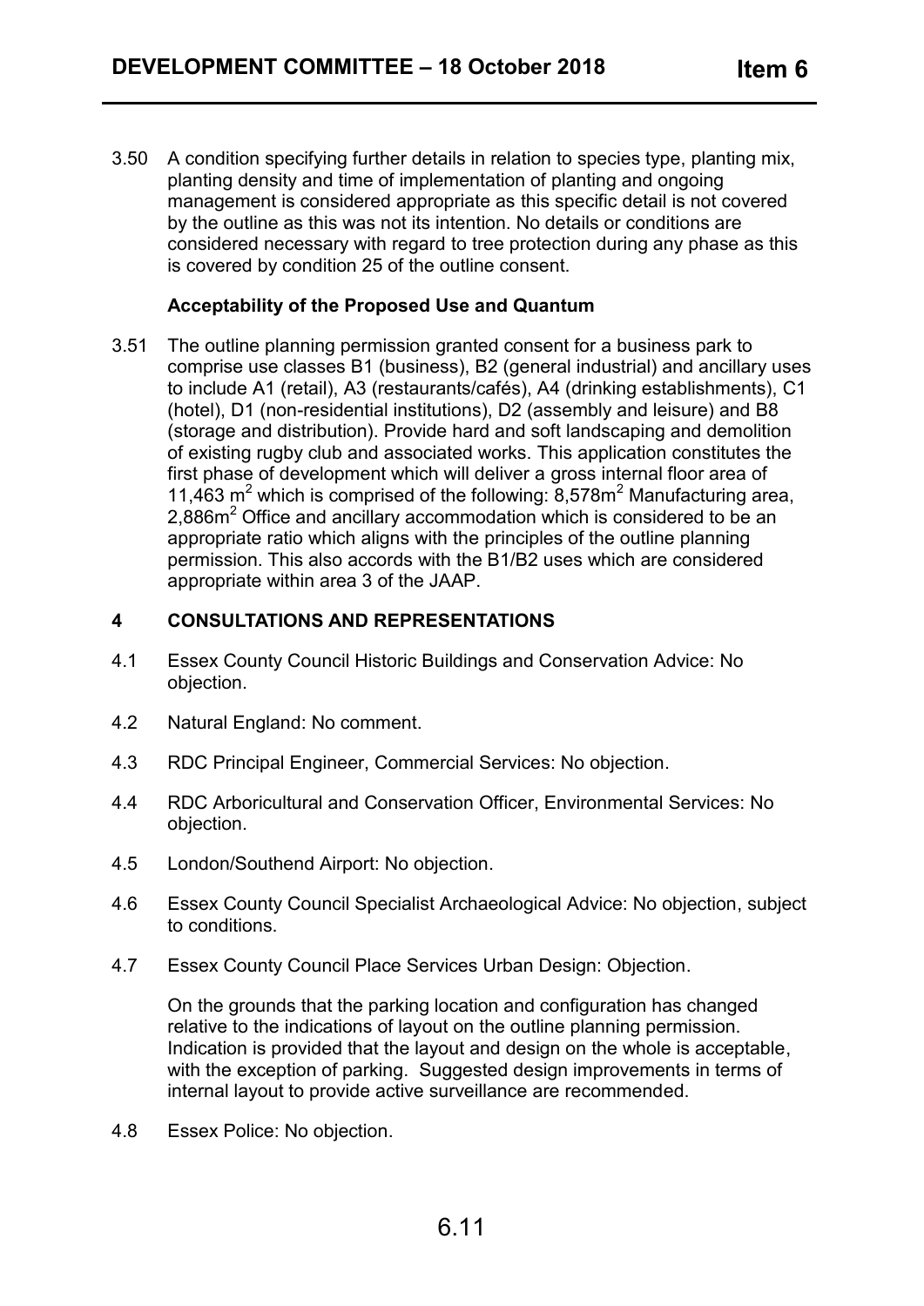3.50 A condition specifying further details in relation to species type, planting mix, planting density and time of implementation of planting and ongoing management is considered appropriate as this specific detail is not covered by the outline as this was not its intention. No details or conditions are considered necessary with regard to tree protection during any phase as this is covered by condition 25 of the outline consent.

**Acceptability of the Proposed Use and Quantum**

3.51 The outline planning permission granted consent for a business park to comprise use classes B1 (business), B2 (general industrial) and ancillary uses to include A1 (retail), A3 (restaurants/cafés), A4 (drinking establishments), C1 (hotel), D1 (non-residential institutions), D2 (assembly and leisure) and B8 (storage and distribution). Provide hard and soft landscaping and demolition of existing rugby club and associated works. This application constitutes the first phase of development which will deliver a gross internal floor area of 11,463 $m^2$ which is comprised of the following: 8,578$m^2$ Manufacturing area, 2,886$m^2$ Office and ancillary accommodation which is considered to be an appropriate ratio which aligns with the principles of the outline planning permission. This also accords with the B1/B2 uses which are considered appropriate within area 3 of the JAAP.

## 4 CONSULTATIONS AND REPRESENTATIONS

4.1 Essex County Council Historic Buildings and Conservation Advice: No objection.

4.2 Natural England: No comment.

4.3 RDC Principal Engineer, Commercial Services: No objection.

4.4 RDC Arboricultural and Conservation Officer, Environmental Services: No objection.

4.5 London/Southend Airport: No objection.

4.6 Essex County Council Specialist Archaeological Advice: No objection, subject to conditions.

4.7 Essex County Council Place Services Urban Design: Objection.

On the grounds that the parking location and configuration has changed relative to the indications of layout on the outline planning permission. Indication is provided that the layout and design on the whole is acceptable, with the exception of parking. Suggested design improvements in terms of internal layout to provide active surveillance are recommended.

4.8 Essex Police: No objection.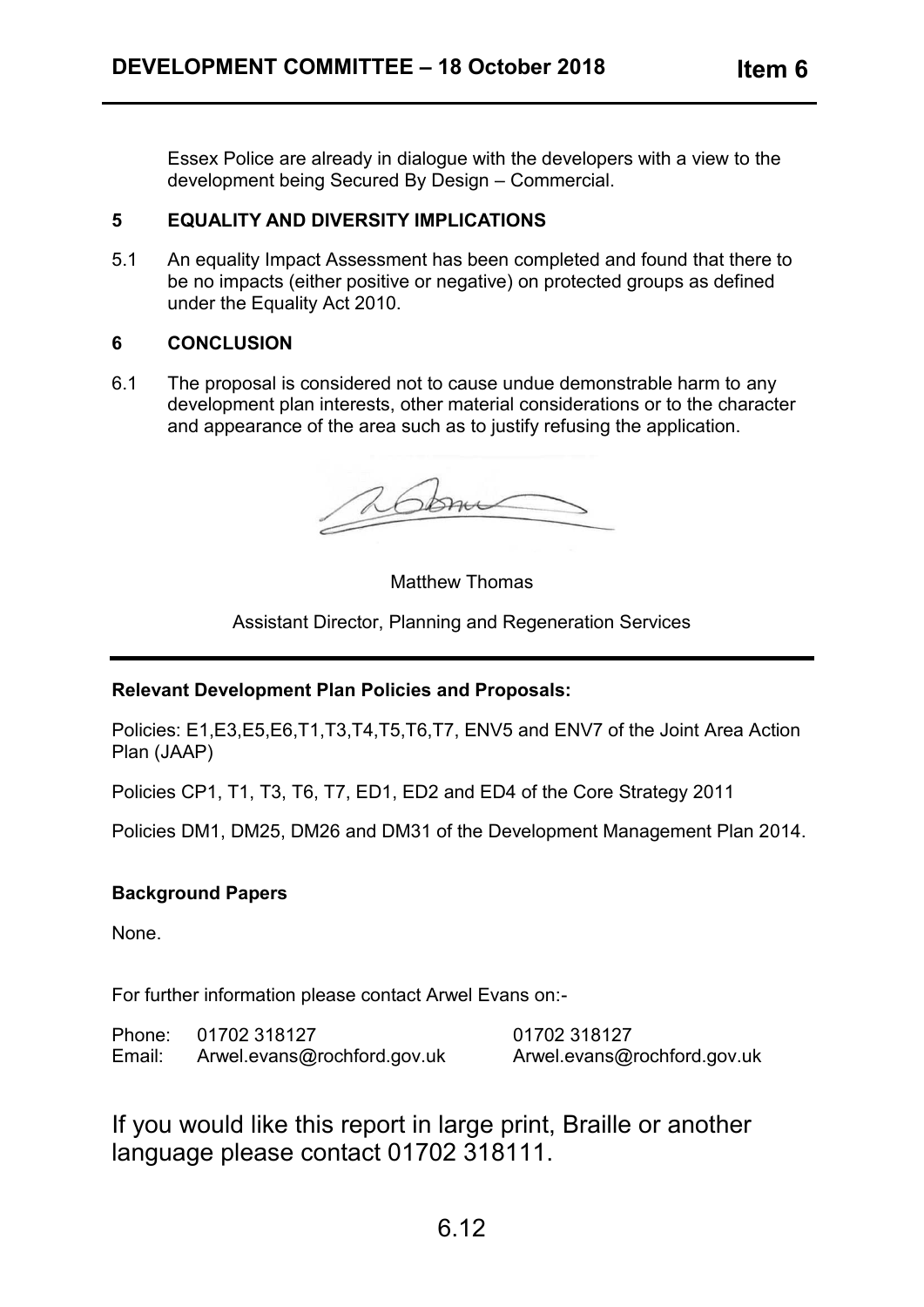Essex Police are already in dialogue with the developers with a view to the development being Secured By Design – Commercial.

## 5 EQUALITY AND DIVERSITY IMPLICATIONS

5.1 An equality Impact Assessment has been completed and found that there to be no impacts (either positive or negative) on protected groups as defined under the Equality Act 2010.

## 6 CONCLUSION

6.1 The proposal is considered not to cause undue demonstrable harm to any development plan interests, other material considerations or to the character and appearance of the area such as to justify refusing the application.

Matthew Thomas

Assistant Director, Planning and Regeneration Services

---

**Relevant Development Plan Policies and Proposals:**

Policies: E1,E3,E5,E6,T1,T3,T4,T5,T6,T7, ENV5 and ENV7 of the Joint Area Action Plan (JAAP)

Policies CP1, T1, T3, T6, T7, ED1, ED2 and ED4 of the Core Strategy 2011

Policies DM1, DM25, DM26 and DM31 of the Development Management Plan 2014.

**Background Papers**

None.

For further information please contact Arwel Evans on:-

| | | |
|---|---|---|
| Phone: | 01702 318127 | 01702 318127 |
| Email: | Arwel.evans@rochford.gov.uk | Arwel.evans@rochford.gov.uk |

If you would like this report in large print, Braille or another language please contact 01702 318111.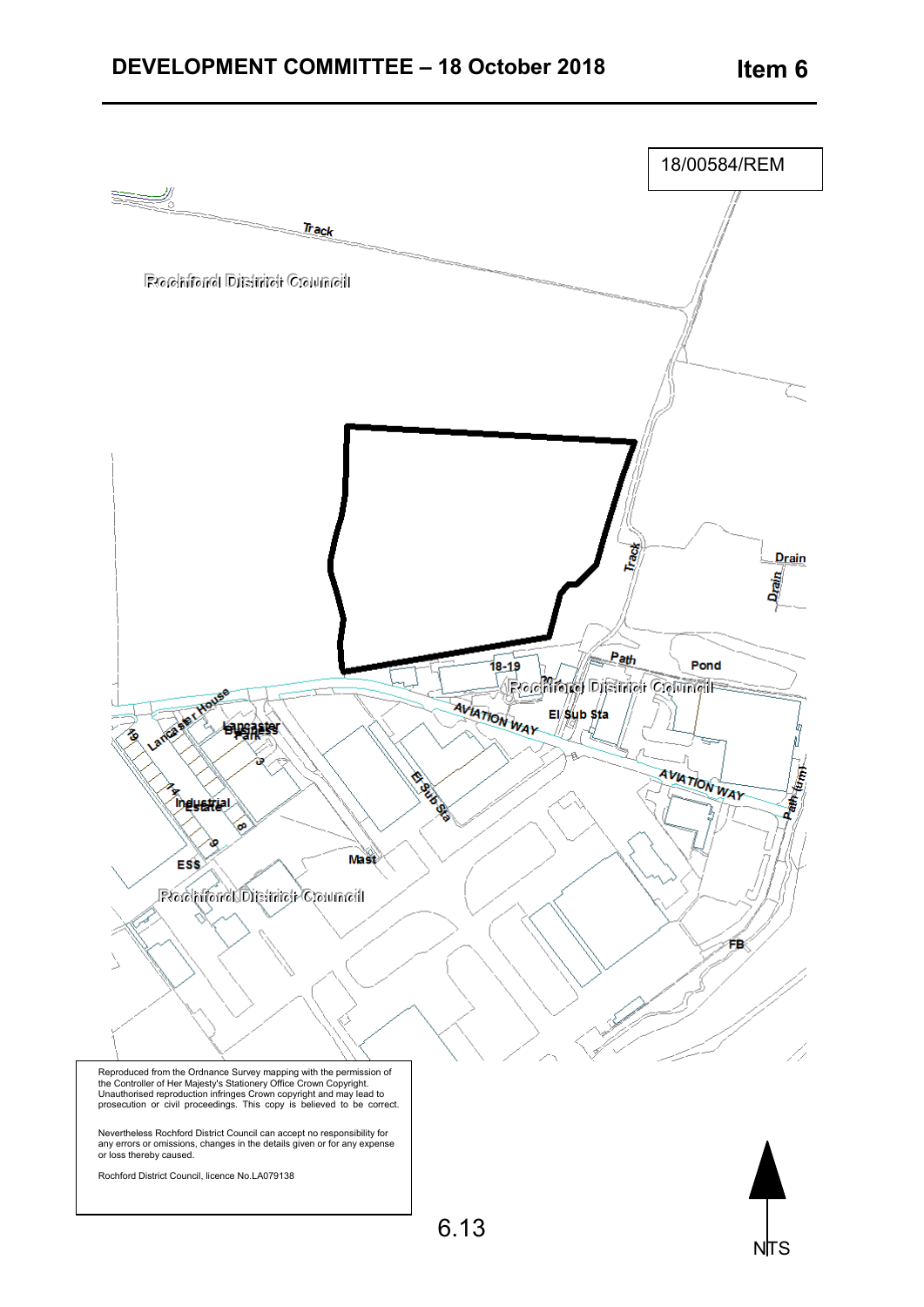# DEVELOPMENT COMMITTEE – 18 October 2018

**Item 6**

18/00584/REM

Track

Rochford District Council

Track

Drain

Drain

Path

Pond

18-19

20

Rochford District Council

AVIATION WAY

El Sub Sta

AVIATION WAY

Path (um)

Lancaster House

Lancaster Business Park

19

14

Industrial Estate

3

8

9

El Sub Sta

ESS

Mast

Rochford District Council

FB

Reproduced from the Ordnance Survey mapping with the permission of the Controller of Her Majesty's Stationery Office Crown Copyright. Unauthorised reproduction infringes Crown copyright and may lead to prosecution or civil proceedings. This copy is believed to be correct.

Nevertheless Rochford District Council can accept no responsibility for any errors or omissions, changes in the details given or for any expense or loss thereby caused.

Rochford District Council, licence No.LA079138

NTS